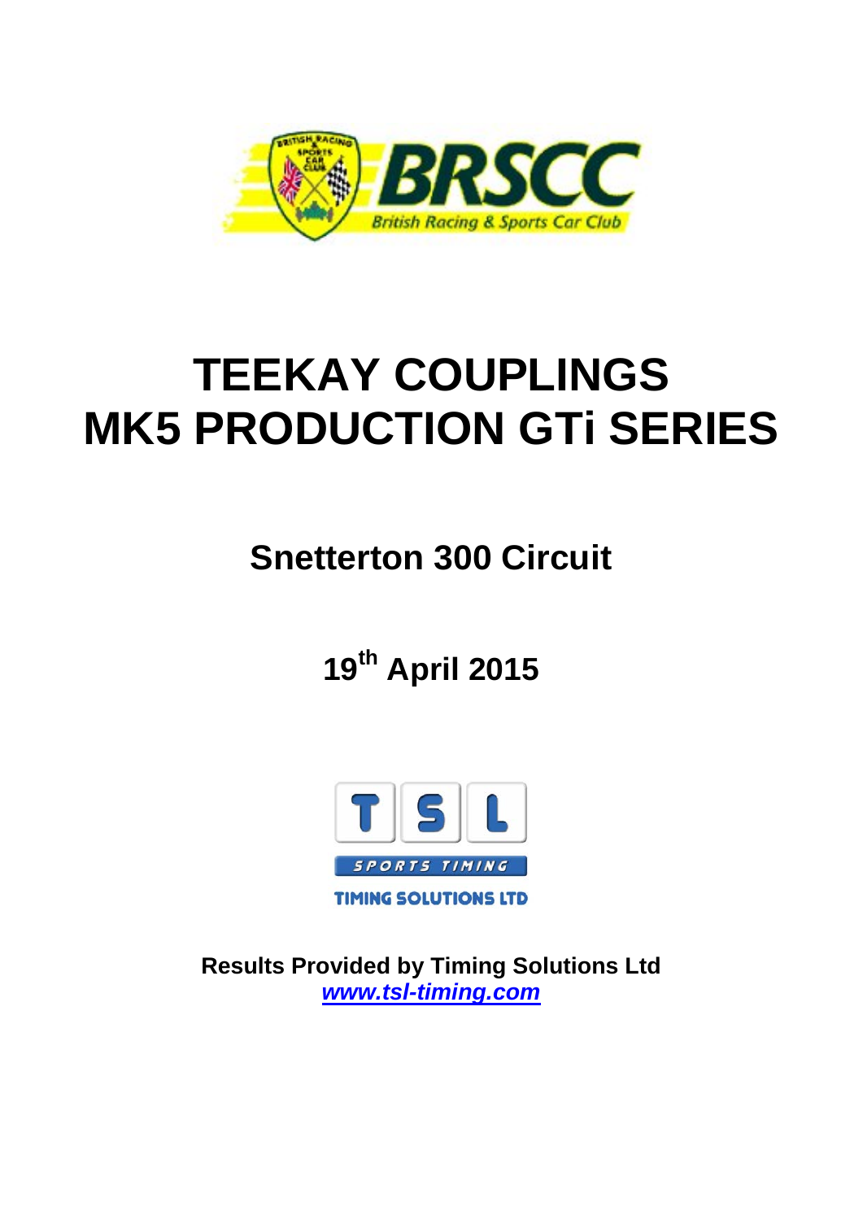# TEEKAY COUPLINGS MK5 PRODUCTION GTi SERIES

## Snetterton 300 Circuit

## 19th April 2015

**Results Provided by Timing Solutions Ltd**
***www.tsl-timing.com***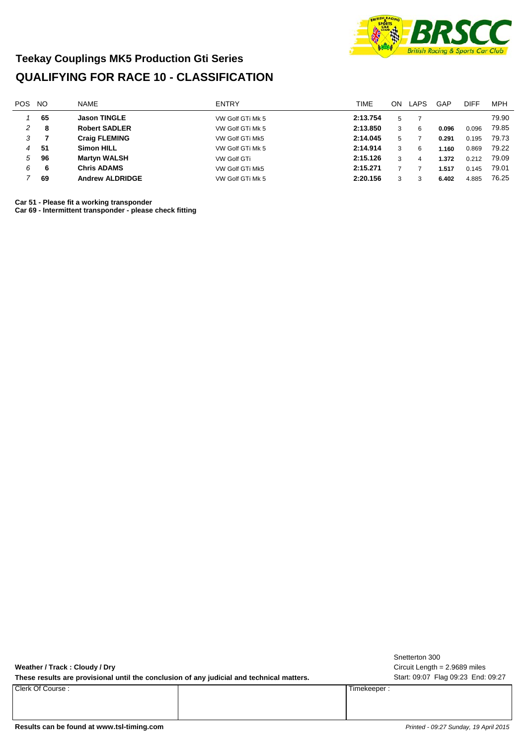# Teekay Couplings MK5 Production Gti Series

## QUALIFYING FOR RACE 10 - CLASSIFICATION

| POS | NO | NAME | ENTRY | TIME | ON | LAPS | GAP | DIFF | MPH |
|---|---|---|---|---|---|---|---|---|---|
| 1 | **65** | **Jason TINGLE** | VW Golf GTi Mk 5 | **2:13.754** | 5 | 7 | | | 79.90 |
| 2 | **8** | **Robert SADLER** | VW Golf GTi Mk 5 | **2:13.850** | 3 | 6 | **0.096** | 0.096 | 79.85 |
| 3 | **7** | **Craig FLEMING** | VW Golf GTi Mk5 | **2:14.045** | 5 | 7 | **0.291** | 0.195 | 79.73 |
| 4 | **51** | **Simon HILL** | VW Golf GTi Mk 5 | **2:14.914** | 3 | 6 | **1.160** | 0.869 | 79.22 |
| 5 | **96** | **Martyn WALSH** | VW Golf GTi | **2:15.126** | 3 | 4 | **1.372** | 0.212 | 79.09 |
| 6 | **6** | **Chris ADAMS** | VW Golf GTi Mk5 | **2:15.271** | 7 | 7 | **1.517** | 0.145 | 79.01 |
| 7 | **69** | **Andrew ALDRIDGE** | VW Golf GTi Mk 5 | **2:20.156** | 3 | 3 | **6.402** | 4.885 | 76.25 |

**Car 51 - Please fit a working transponder**
**Car 69 - Intermittent transponder - please check fitting**

Snetterton 300
Circuit Length = 2.9689 miles
Start: 09:07 Flag 09:23 End: 09:27

**Weather / Track : Cloudy / Dry**

**These results are provisional until the conclusion of any judicial and technical matters.**

| Clerk Of Course : | | Timekeeper : |
|---|---|---|

**Results can be found at www.tsl-timing.com**

*Printed - 09:27 Sunday, 19 April 2015*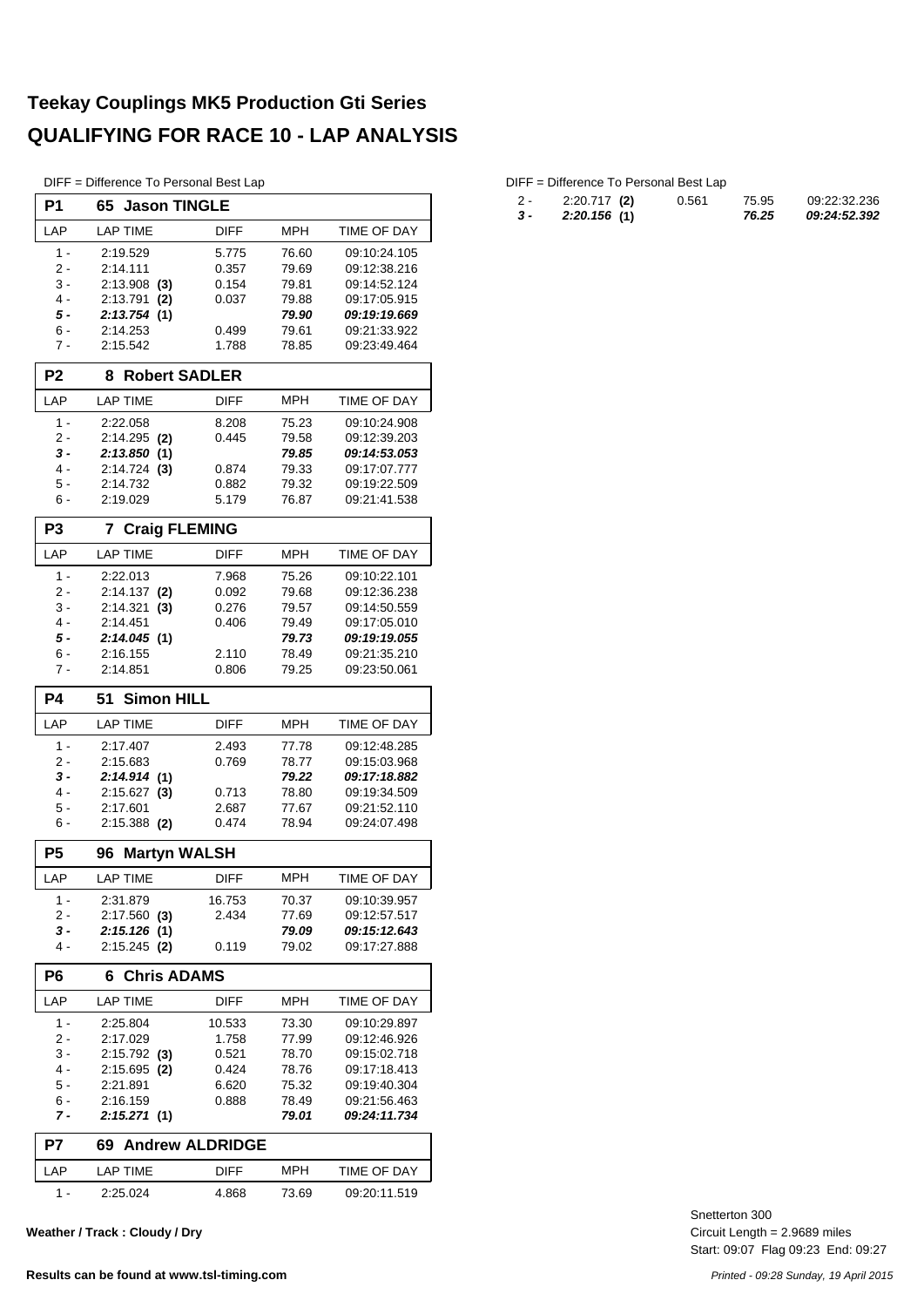# Teekay Couplings MK5 Production Gti Series

## QUALIFYING FOR RACE 10 - LAP ANALYSIS

DIFF = Difference To Personal Best Lap

### P1 65 Jason TINGLE

| LAP | LAP TIME | DIFF | MPH | TIME OF DAY |
|---|---|---|---|---|
| 1 - | 2:19.529 | 5.775 | 76.60 | 09:10:24.105 |
| 2 - | 2:14.111 | 0.357 | 79.69 | 09:12:38.216 |
| 3 - | 2:13.908 **(3)** | 0.154 | 79.81 | 09:14:52.124 |
| 4 - | 2:13.791 **(2)** | 0.037 | 79.88 | 09:17:05.915 |
| ***5 -*** | ***2:13.754 (1)*** | | ***79.90*** | ***09:19:19.669*** |
| 6 - | 2:14.253 | 0.499 | 79.61 | 09:21:33.922 |
| 7 - | 2:15.542 | 1.788 | 78.85 | 09:23:49.464 |

### P2 8 Robert SADLER

| LAP | LAP TIME | DIFF | MPH | TIME OF DAY |
|---|---|---|---|---|
| 1 - | 2:22.058 | 8.208 | 75.23 | 09:10:24.908 |
| 2 - | 2:14.295 **(2)** | 0.445 | 79.58 | 09:12:39.203 |
| ***3 -*** | ***2:13.850 (1)*** | | ***79.85*** | ***09:14:53.053*** |
| 4 - | 2:14.724 **(3)** | 0.874 | 79.33 | 09:17:07.777 |
| 5 - | 2:14.732 | 0.882 | 79.32 | 09:19:22.509 |
| 6 - | 2:19.029 | 5.179 | 76.87 | 09:21:41.538 |

### P3 7 Craig FLEMING

| LAP | LAP TIME | DIFF | MPH | TIME OF DAY |
|---|---|---|---|---|
| 1 - | 2:22.013 | 7.968 | 75.26 | 09:10:22.101 |
| 2 - | 2:14.137 **(2)** | 0.092 | 79.68 | 09:12:36.238 |
| 3 - | 2:14.321 **(3)** | 0.276 | 79.57 | 09:14:50.559 |
| 4 - | 2:14.451 | 0.406 | 79.49 | 09:17:05.010 |
| ***5 -*** | ***2:14.045 (1)*** | | ***79.73*** | ***09:19:19.055*** |
| 6 - | 2:16.155 | 2.110 | 78.49 | 09:21:35.210 |
| 7 - | 2:14.851 | 0.806 | 79.25 | 09:23:50.061 |

### P4 51 Simon HILL

| LAP | LAP TIME | DIFF | MPH | TIME OF DAY |
|---|---|---|---|---|
| 1 - | 2:17.407 | 2.493 | 77.78 | 09:12:48.285 |
| 2 - | 2:15.683 | 0.769 | 78.77 | 09:15:03.968 |
| ***3 -*** | ***2:14.914 (1)*** | | ***79.22*** | ***09:17:18.882*** |
| 4 - | 2:15.627 **(3)** | 0.713 | 78.80 | 09:19:34.509 |
| 5 - | 2:17.601 | 2.687 | 77.67 | 09:21:52.110 |
| 6 - | 2:15.388 **(2)** | 0.474 | 78.94 | 09:24:07.498 |

### P5 96 Martyn WALSH

| LAP | LAP TIME | DIFF | MPH | TIME OF DAY |
|---|---|---|---|---|
| 1 - | 2:31.879 | 16.753 | 70.37 | 09:10:39.957 |
| 2 - | 2:17.560 **(3)** | 2.434 | 77.69 | 09:12:57.517 |
| ***3 -*** | ***2:15.126 (1)*** | | ***79.09*** | ***09:15:12.643*** |
| 4 - | 2:15.245 **(2)** | 0.119 | 79.02 | 09:17:27.888 |

### P6 6 Chris ADAMS

| LAP | LAP TIME | DIFF | MPH | TIME OF DAY |
|---|---|---|---|---|
| 1 - | 2:25.804 | 10.533 | 73.30 | 09:10:29.897 |
| 2 - | 2:17.029 | 1.758 | 77.99 | 09:12:46.926 |
| 3 - | 2:15.792 **(3)** | 0.521 | 78.70 | 09:15:02.718 |
| 4 - | 2:15.695 **(2)** | 0.424 | 78.76 | 09:17:18.413 |
| 5 - | 2:21.891 | 6.620 | 75.32 | 09:19:40.304 |
| 6 - | 2:16.159 | 0.888 | 78.49 | 09:21:56.463 |
| ***7 -*** | ***2:15.271 (1)*** | | ***79.01*** | ***09:24:11.734*** |

### P7 69 Andrew ALDRIDGE

| LAP | LAP TIME | DIFF | MPH | TIME OF DAY |
|---|---|---|---|---|
| 1 - | 2:25.024 | 4.868 | 73.69 | 09:20:11.519 |
| 2 - | 2:20.717 **(2)** | 0.561 | 75.95 | 09:22:32.236 |
| ***3 -*** | ***2:20.156 (1)*** | | ***76.25*** | ***09:24:52.392*** |

**Weather / Track : Cloudy / Dry**

Snetterton 300
Circuit Length = 2.9689 miles
Start: 09:07 Flag 09:23 End: 09:27

**Results can be found at www.tsl-timing.com**

*Printed - 09:28 Sunday, 19 April 2015*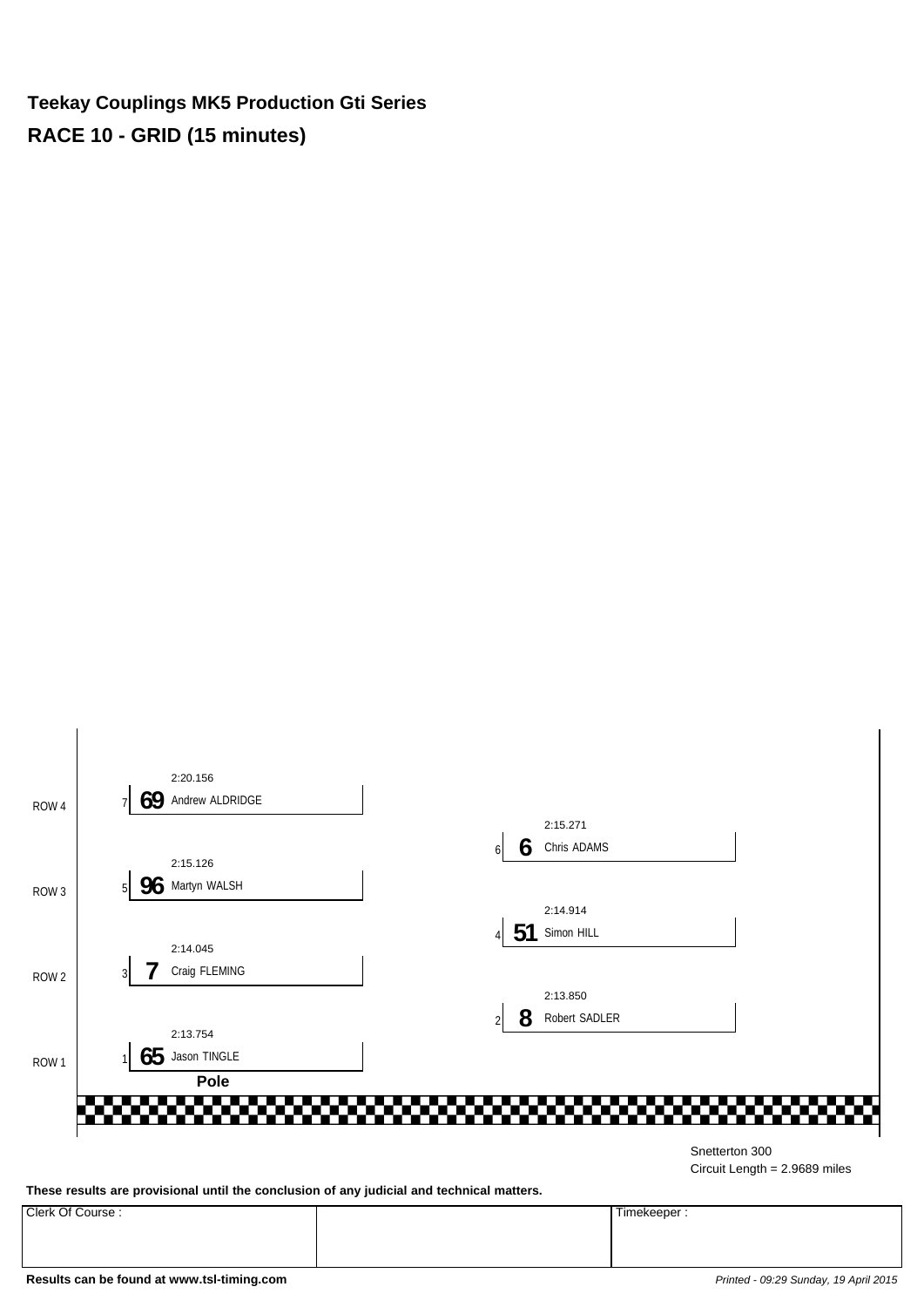**Teekay Couplings MK5 Production Gti Series**

**RACE 10 - GRID (15 minutes)**

| Row | Pos | No. | Driver | Time |
|---|---|---|---|---|
| ROW 4 | 7 | **69** | Andrew ALDRIDGE | 2:20.156 |
| | 6 | **6** | Chris ADAMS | 2:15.271 |
| ROW 3 | 5 | **96** | Martyn WALSH | 2:15.126 |
| | 4 | **51** | Simon HILL | 2:14.914 |
| ROW 2 | 3 | **7** | Craig FLEMING | 2:14.045 |
| | 2 | **8** | Robert SADLER | 2:13.850 |
| ROW 1 | 1 | **65** | Jason TINGLE | 2:13.754 |

**Pole**

Snetterton 300
Circuit Length = 2.9689 miles

**These results are provisional until the conclusion of any judicial and technical matters.**

| Clerk Of Course : | | Timekeeper : |
|---|---|---|
| | | |

**Results can be found at www.tsl-timing.com**

*Printed - 09:29 Sunday, 19 April 2015*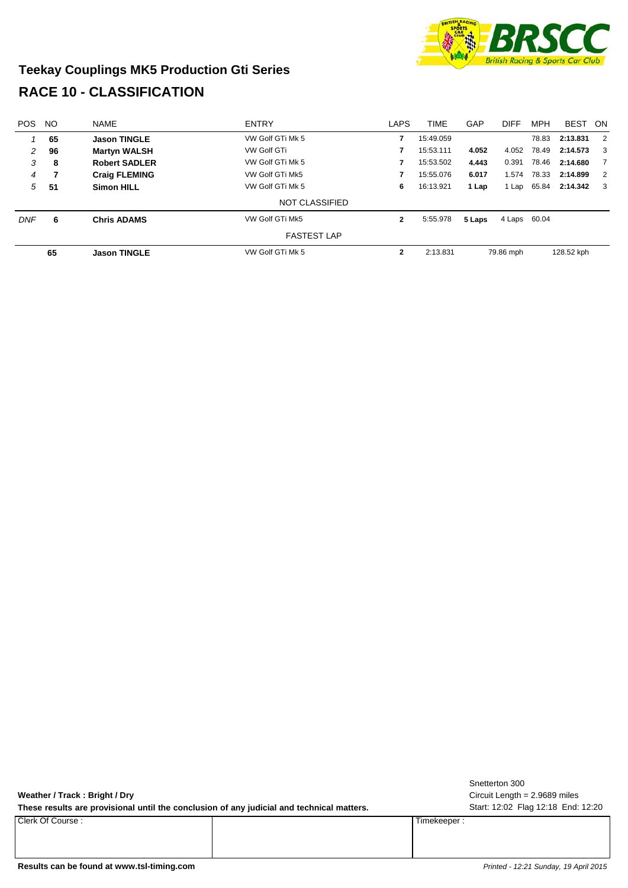## Teekay Couplings MK5 Production Gti Series

## RACE 10 - CLASSIFICATION

| POS | NO | NAME | ENTRY | LAPS | TIME | GAP | DIFF | MPH | BEST | ON |
|---|---|---|---|---|---|---|---|---|---|---|
| *1* | **65** | **Jason TINGLE** | VW Golf GTi Mk 5 | **7** | 15:49.059 | | | 78.83 | **2:13.831** | 2 |
| *2* | **96** | **Martyn WALSH** | VW Golf GTi | **7** | 15:53.111 | **4.052** | 4.052 | 78.49 | **2:14.573** | 3 |
| *3* | **8** | **Robert SADLER** | VW Golf GTi Mk 5 | **7** | 15:53.502 | **4.443** | 0.391 | 78.46 | **2:14.680** | 7 |
| *4* | **7** | **Craig FLEMING** | VW Golf GTi Mk5 | **7** | 15:55.076 | **6.017** | 1.574 | 78.33 | **2:14.899** | 2 |
| *5* | **51** | **Simon HILL** | VW Golf GTi Mk 5 | **6** | 16:13.921 | **1 Lap** | 1 Lap | 65.84 | **2:14.342** | 3 |
| | | | NOT CLASSIFIED | | | | | | | |
| *DNF* | **6** | **Chris ADAMS** | VW Golf GTi Mk5 | **2** | 5:55.978 | **5 Laps** | 4 Laps | 60.04 | | |
| | | | FASTEST LAP | | | | | | | |
| | **65** | **Jason TINGLE** | VW Golf GTi Mk 5 | **2** | 2:13.831 | | 79.86 mph | | 128.52 kph | |

Snetterton 300

**Weather / Track : Bright / Dry**

Circuit Length = 2.9689 miles

**These results are provisional until the conclusion of any judicial and technical matters.**

Start: 12:02 Flag 12:18 End: 12:20

| Clerk Of Course : | | Timekeeper : |
|---|---|---|
| | | |

**Results can be found at www.tsl-timing.com**

*Printed - 12:21 Sunday, 19 April 2015*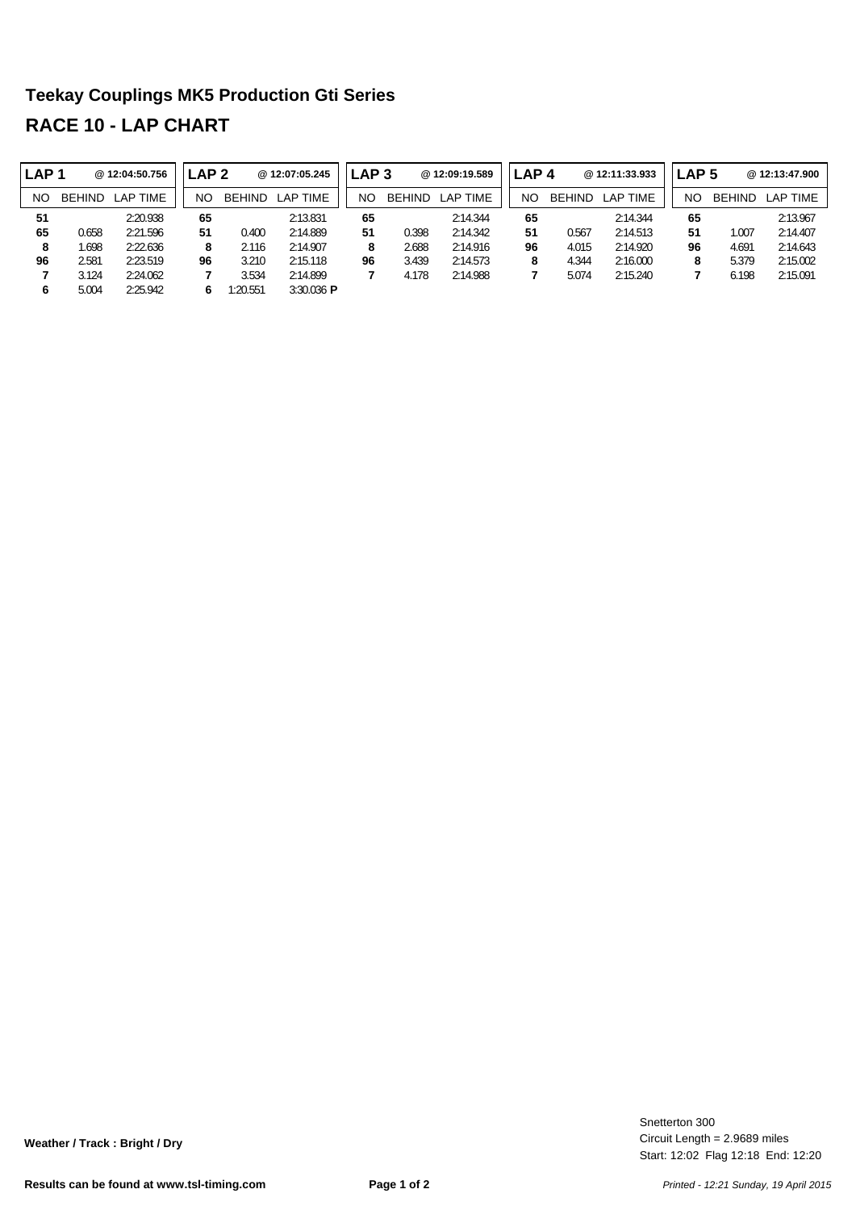## Teekay Couplings MK5 Production Gti Series

## RACE 10 - LAP CHART

| LAP 1 | @ 12:04:50.756 | | LAP 2 | @ 12:07:05.245 | | LAP 3 | @ 12:09:19.589 | | LAP 4 | @ 12:11:33.933 | | LAP 5 | @ 12:13:47.900 | |
|---|---|---|---|---|---|---|---|---|---|---|---|---|---|---|
| NO | BEHIND | LAP TIME | NO | BEHIND | LAP TIME | NO | BEHIND | LAP TIME | NO | BEHIND | LAP TIME | NO | BEHIND | LAP TIME |
| **51** | | 2:20.938 | **65** | | 2:13.831 | **65** | | 2:14.344 | **65** | | 2:14.344 | **65** | | 2:13.967 |
| **65** | 0.658 | 2:21.596 | **51** | 0.400 | 2:14.889 | **51** | 0.398 | 2:14.342 | **51** | 0.567 | 2:14.513 | **51** | 1.007 | 2:14.407 |
| **8** | 1.698 | 2:22.636 | **8** | 2.116 | 2:14.907 | **8** | 2.688 | 2:14.916 | **96** | 4.015 | 2:14.920 | **96** | 4.691 | 2:14.643 |
| **96** | 2.581 | 2:23.519 | **96** | 3.210 | 2:15.118 | **96** | 3.439 | 2:14.573 | **8** | 4.344 | 2:16.000 | **8** | 5.379 | 2:15.002 |
| **7** | 3.124 | 2:24.062 | **7** | 3.534 | 2:14.899 | **7** | 4.178 | 2:14.988 | **7** | 5.074 | 2:15.240 | **7** | 6.198 | 2:15.091 |
| **6** | 5.004 | 2:25.942 | **6** | 1:20.551 | 3:30.036 **P** | | | | | | | | | |

**Weather / Track : Bright / Dry**

Snetterton 300
Circuit Length = 2.9689 miles
Start: 12:02 Flag 12:18 End: 12:20

**Results can be found at www.tsl-timing.com**

*Printed - 12:21 Sunday, 19 April 2015*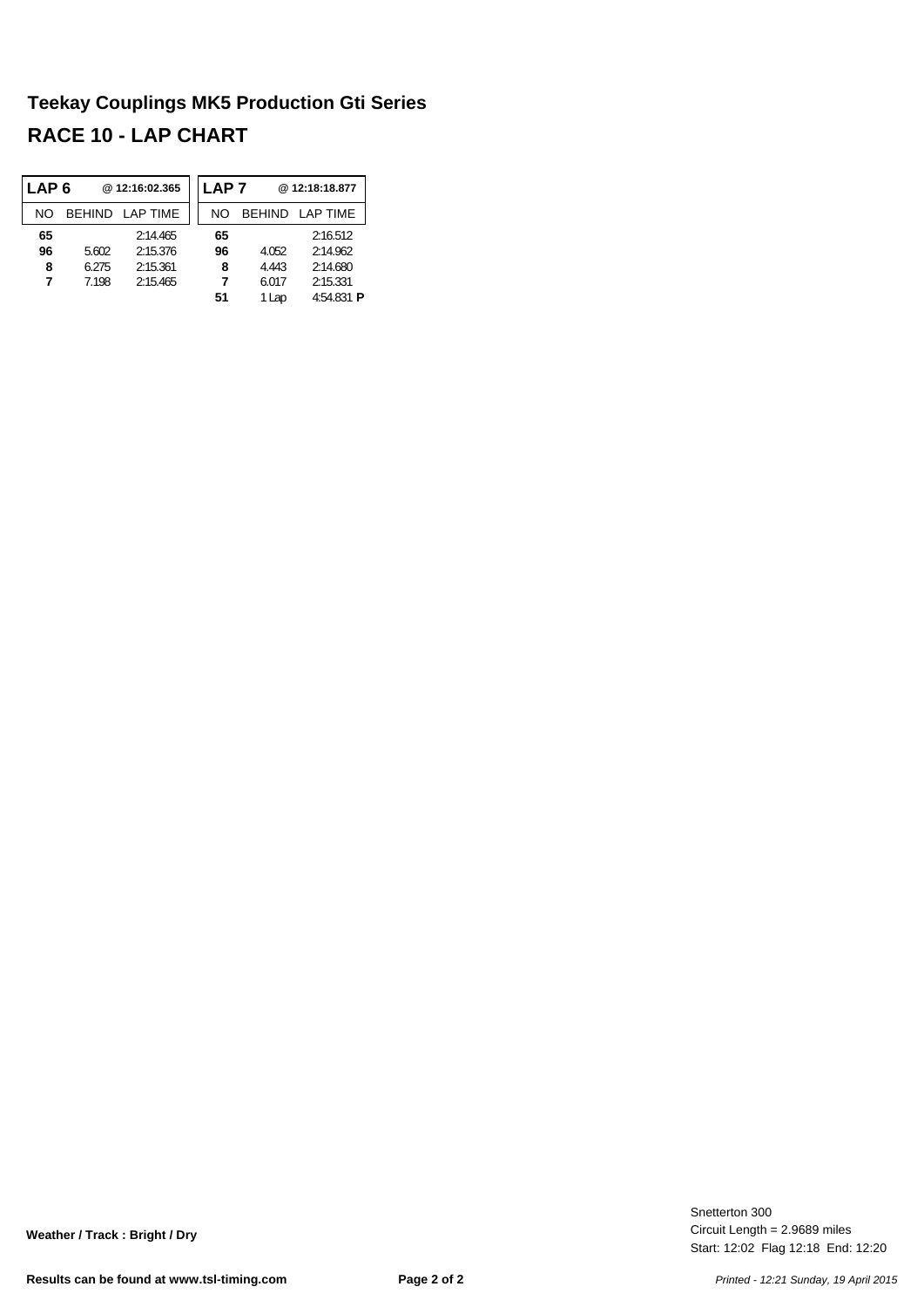## Teekay Couplings MK5 Production Gti Series

## RACE 10 - LAP CHART

| LAP 6 | | @ 12:16:02.365 |
|---|---|---|
| NO | BEHIND | LAP TIME |
| **65** | | 2:14.465 |
| **96** | 5.602 | 2:15.376 |
| **8** | 6.275 | 2:15.361 |
| **7** | 7.198 | 2:15.465 |

| LAP 7 | | @ 12:18:18.877 |
|---|---|---|
| NO | BEHIND | LAP TIME |
| **65** | | 2:16.512 |
| **96** | 4.052 | 2:14.962 |
| **8** | 4.443 | 2:14.680 |
| **7** | 6.017 | 2:15.331 |
| **51** | 1 Lap | 4:54.831 **P** |

**Weather / Track : Bright / Dry**

Snetterton 300
Circuit Length = 2.9689 miles
Start: 12:02 Flag 12:18 End: 12:20

**Results can be found at www.tsl-timing.com**

*Printed - 12:21 Sunday, 19 April 2015*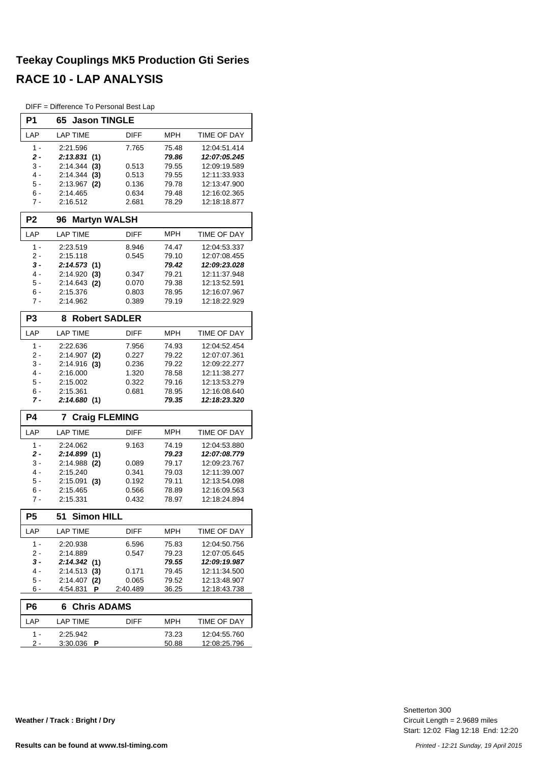# Teekay Couplings MK5 Production Gti Series

## RACE 10 - LAP ANALYSIS

DIFF = Difference To Personal Best Lap

### P1 65 Jason TINGLE

| LAP | LAP TIME | DIFF | MPH | TIME OF DAY |
|---|---|---|---|---|
| 1 - | 2:21.596 | 7.765 | 75.48 | 12:04:51.414 |
| ***2 -*** | ***2:13.831*** **(1)** | | ***79.86*** | ***12:07:05.245*** |
| 3 - | 2:14.344 **(3)** | 0.513 | 79.55 | 12:09:19.589 |
| 4 - | 2:14.344 **(3)** | 0.513 | 79.55 | 12:11:33.933 |
| 5 - | 2:13.967 **(2)** | 0.136 | 79.78 | 12:13:47.900 |
| 6 - | 2:14.465 | 0.634 | 79.48 | 12:16:02.365 |
| 7 - | 2:16.512 | 2.681 | 78.29 | 12:18:18.877 |

### P2 96 Martyn WALSH

| LAP | LAP TIME | DIFF | MPH | TIME OF DAY |
|---|---|---|---|---|
| 1 - | 2:23.519 | 8.946 | 74.47 | 12:04:53.337 |
| 2 - | 2:15.118 | 0.545 | 79.10 | 12:07:08.455 |
| ***3 -*** | ***2:14.573*** **(1)** | | ***79.42*** | ***12:09:23.028*** |
| 4 - | 2:14.920 **(3)** | 0.347 | 79.21 | 12:11:37.948 |
| 5 - | 2:14.643 **(2)** | 0.070 | 79.38 | 12:13:52.591 |
| 6 - | 2:15.376 | 0.803 | 78.95 | 12:16:07.967 |
| 7 - | 2:14.962 | 0.389 | 79.19 | 12:18:22.929 |

### P3 8 Robert SADLER

| LAP | LAP TIME | DIFF | MPH | TIME OF DAY |
|---|---|---|---|---|
| 1 - | 2:22.636 | 7.956 | 74.93 | 12:04:52.454 |
| 2 - | 2:14.907 **(2)** | 0.227 | 79.22 | 12:07:07.361 |
| 3 - | 2:14.916 **(3)** | 0.236 | 79.22 | 12:09:22.277 |
| 4 - | 2:16.000 | 1.320 | 78.58 | 12:11:38.277 |
| 5 - | 2:15.002 | 0.322 | 79.16 | 12:13:53.279 |
| 6 - | 2:15.361 | 0.681 | 78.95 | 12:16:08.640 |
| ***7 -*** | ***2:14.680*** **(1)** | | ***79.35*** | ***12:18:23.320*** |

### P4 7 Craig FLEMING

| LAP | LAP TIME | DIFF | MPH | TIME OF DAY |
|---|---|---|---|---|
| 1 - | 2:24.062 | 9.163 | 74.19 | 12:04:53.880 |
| ***2 -*** | ***2:14.899*** **(1)** | | ***79.23*** | ***12:07:08.779*** |
| 3 - | 2:14.988 **(2)** | 0.089 | 79.17 | 12:09:23.767 |
| 4 - | 2:15.240 | 0.341 | 79.03 | 12:11:39.007 |
| 5 - | 2:15.091 **(3)** | 0.192 | 79.11 | 12:13:54.098 |
| 6 - | 2:15.465 | 0.566 | 78.89 | 12:16:09.563 |
| 7 - | 2:15.331 | 0.432 | 78.97 | 12:18:24.894 |

### P5 51 Simon HILL

| LAP | LAP TIME | DIFF | MPH | TIME OF DAY |
|---|---|---|---|---|
| 1 - | 2:20.938 | 6.596 | 75.83 | 12:04:50.756 |
| 2 - | 2:14.889 | 0.547 | 79.23 | 12:07:05.645 |
| ***3 -*** | ***2:14.342*** **(1)** | | ***79.55*** | ***12:09:19.987*** |
| 4 - | 2:14.513 **(3)** | 0.171 | 79.45 | 12:11:34.500 |
| 5 - | 2:14.407 **(2)** | 0.065 | 79.52 | 12:13:48.907 |
| 6 - | 4:54.831 **P** | 2:40.489 | 36.25 | 12:18:43.738 |

### P6 6 Chris ADAMS

| LAP | LAP TIME | DIFF | MPH | TIME OF DAY |
|---|---|---|---|---|
| 1 - | 2:25.942 | | 73.23 | 12:04:55.760 |
| 2 - | 3:30.036 **P** | | 50.88 | 12:08:25.796 |

**Weather / Track : Bright / Dry**

Snetterton 300
Circuit Length = 2.9689 miles
Start: 12:02 Flag 12:18 End: 12:20

**Results can be found at www.tsl-timing.com**

*Printed - 12:21 Sunday, 19 April 2015*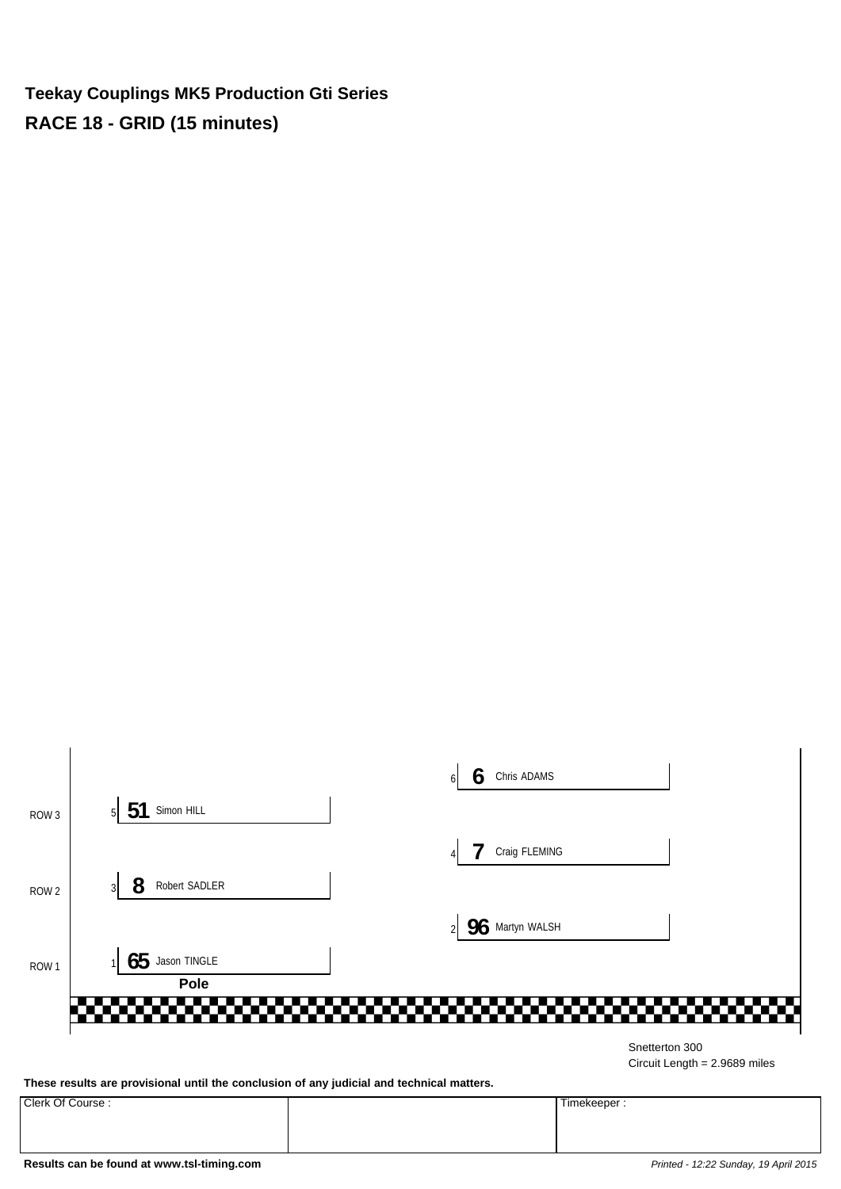**Teekay Couplings MK5 Production Gti Series**

**RACE 18 - GRID (15 minutes)**

| Row | Left | Right |
|---|---|---|
| | | 6 **6** Chris ADAMS |
| ROW 3 | 5 **51** Simon HILL | |
| | | 4 **7** Craig FLEMING |
| ROW 2 | 3 **8** Robert SADLER | |
| | | 2 **96** Martyn WALSH |
| ROW 1 | 1 **65** Jason TINGLE | |
| | **Pole** | |

Snetterton 300
Circuit Length = 2.9689 miles

**These results are provisional until the conclusion of any judicial and technical matters.**

| Clerk Of Course : | | Timekeeper : |
|---|---|---|
| | | |

**Results can be found at www.tsl-timing.com**

*Printed - 12:22 Sunday, 19 April 2015*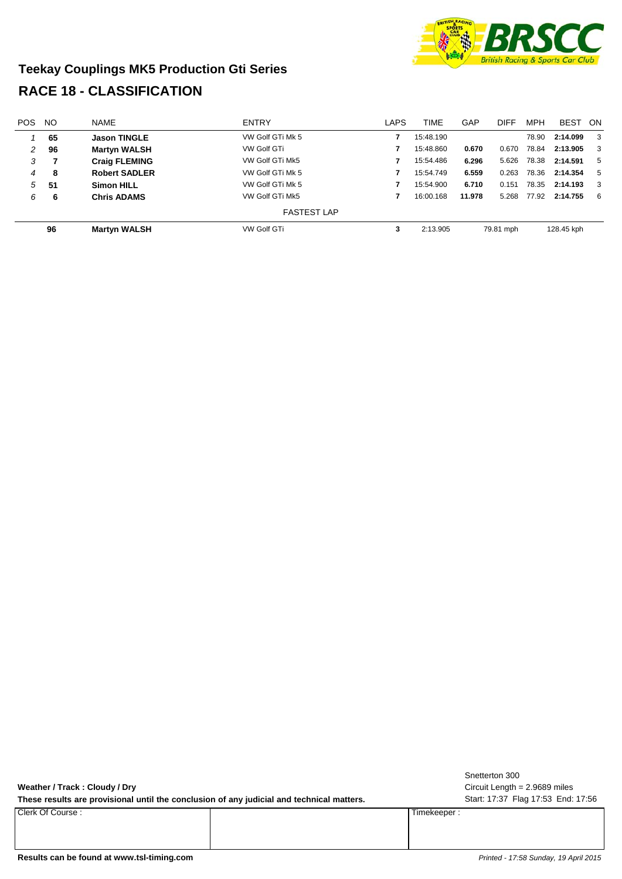## Teekay Couplings MK5 Production Gti Series

## RACE 18 - CLASSIFICATION

| POS | NO | NAME | ENTRY | LAPS | TIME | GAP | DIFF | MPH | BEST | ON |
|---|---|---|---|---|---|---|---|---|---|---|
| 1 | **65** | **Jason TINGLE** | VW Golf GTi Mk 5 | **7** | 15:48.190 | | | 78.90 | **2:14.099** | 3 |
| 2 | **96** | **Martyn WALSH** | VW Golf GTi | **7** | 15:48.860 | **0.670** | 0.670 | 78.84 | **2:13.905** | 3 |
| 3 | **7** | **Craig FLEMING** | VW Golf GTi Mk5 | **7** | 15:54.486 | **6.296** | 5.626 | 78.38 | **2:14.591** | 5 |
| 4 | **8** | **Robert SADLER** | VW Golf GTi Mk 5 | **7** | 15:54.749 | **6.559** | 0.263 | 78.36 | **2:14.354** | 5 |
| 5 | **51** | **Simon HILL** | VW Golf GTi Mk 5 | **7** | 15:54.900 | **6.710** | 0.151 | 78.35 | **2:14.193** | 3 |
| 6 | **6** | **Chris ADAMS** | VW Golf GTi Mk5 | **7** | 16:00.168 | **11.978** | 5.268 | 77.92 | **2:14.755** | 6 |

FASTEST LAP

| NO | NAME | ENTRY | LAP | TIME | MPH | KPH |
|---|---|---|---|---|---|---|
| **96** | **Martyn WALSH** | VW Golf GTi | **3** | 2:13.905 | 79.81 mph | 128.45 kph |

Snetterton 300
Circuit Length = 2.9689 miles
Start: 17:37 Flag 17:53 End: 17:56

**Weather / Track : Cloudy / Dry**

**These results are provisional until the conclusion of any judicial and technical matters.**

| Clerk Of Course : | | Timekeeper : |
|---|---|---|

**Results can be found at www.tsl-timing.com**

*Printed - 17:58 Sunday, 19 April 2015*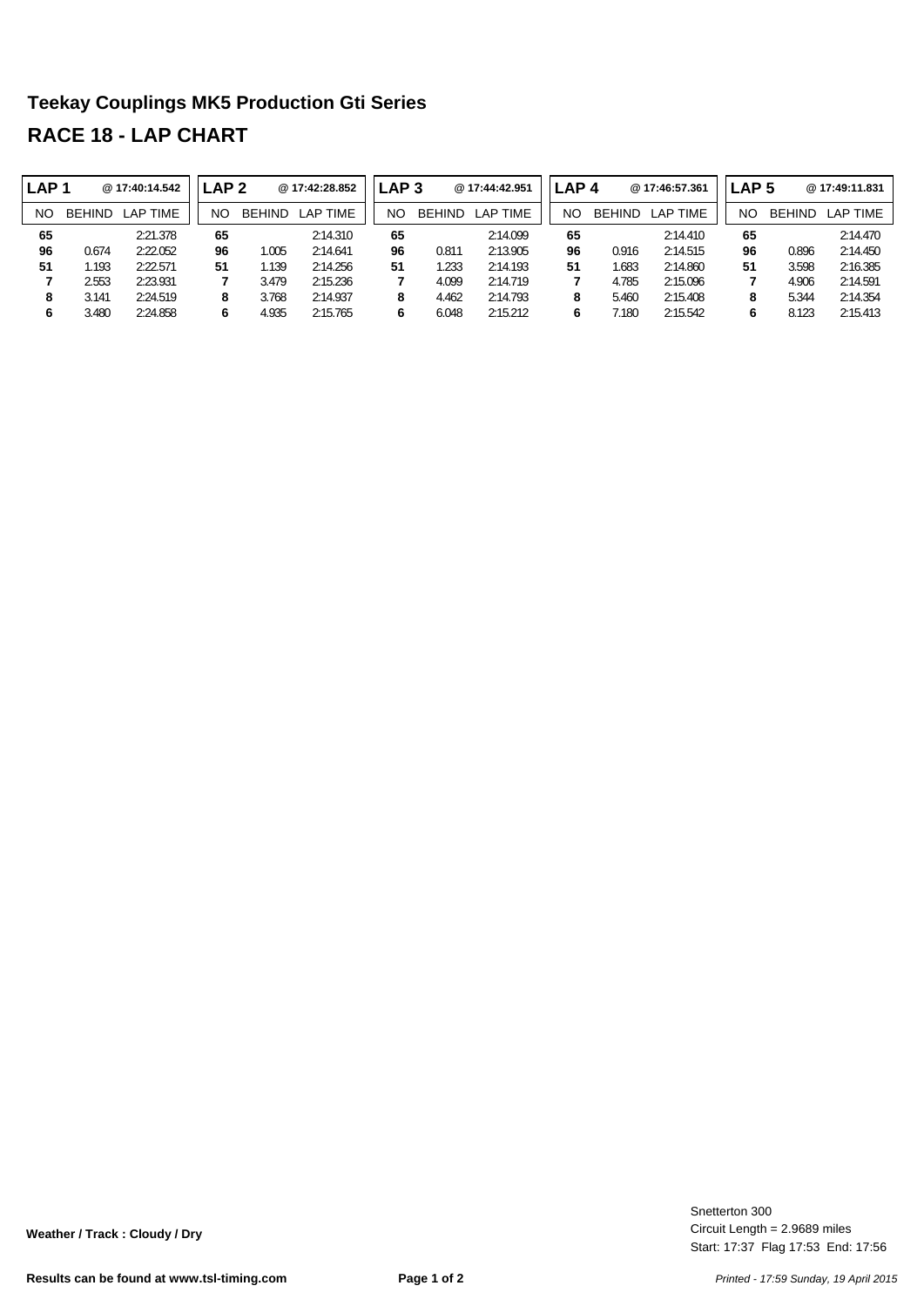# Teekay Couplings MK5 Production Gti Series

## RACE 18 - LAP CHART

| LAP 1 | @ 17:40:14.542 | | LAP 2 | @ 17:42:28.852 | | LAP 3 | @ 17:44:42.951 | | LAP 4 | @ 17:46:57.361 | | LAP 5 | @ 17:49:11.831 | |
|---|---|---|---|---|---|---|---|---|---|---|---|---|---|---|
| NO | BEHIND | LAP TIME | NO | BEHIND | LAP TIME | NO | BEHIND | LAP TIME | NO | BEHIND | LAP TIME | NO | BEHIND | LAP TIME |
| **65** | | 2:21.378 | **65** | | 2:14.310 | **65** | | 2:14.099 | **65** | | 2:14.410 | **65** | | 2:14.470 |
| **96** | 0.674 | 2:22.052 | **96** | 1.005 | 2:14.641 | **96** | 0.811 | 2:13.905 | **96** | 0.916 | 2:14.515 | **96** | 0.896 | 2:14.450 |
| **51** | 1.193 | 2:22.571 | **51** | 1.139 | 2:14.256 | **51** | 1.233 | 2:14.193 | **51** | 1.683 | 2:14.860 | **51** | 3.598 | 2:16.385 |
| **7** | 2.553 | 2:23.931 | **7** | 3.479 | 2:15.236 | **7** | 4.099 | 2:14.719 | **7** | 4.785 | 2:15.096 | **7** | 4.906 | 2:14.591 |
| **8** | 3.141 | 2:24.519 | **8** | 3.768 | 2:14.937 | **8** | 4.462 | 2:14.793 | **8** | 5.460 | 2:15.408 | **8** | 5.344 | 2:14.354 |
| **6** | 3.480 | 2:24.858 | **6** | 4.935 | 2:15.765 | **6** | 6.048 | 2:15.212 | **6** | 7.180 | 2:15.542 | **6** | 8.123 | 2:15.413 |

**Weather / Track : Cloudy / Dry**

Snetterton 300
Circuit Length = 2.9689 miles
Start: 17:37 Flag 17:53 End: 17:56

**Results can be found at www.tsl-timing.com**

*Printed - 17:59 Sunday, 19 April 2015*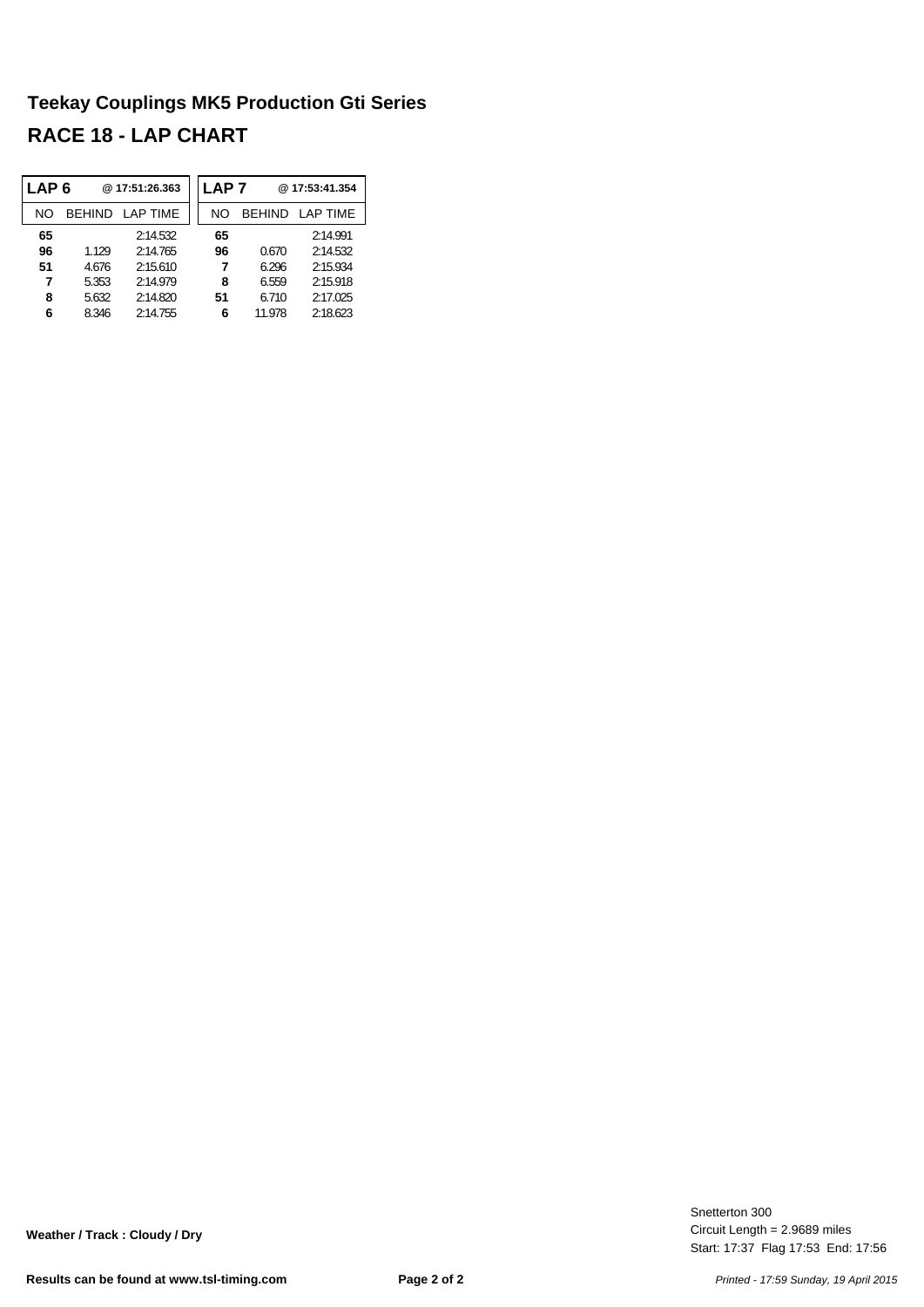# Teekay Couplings MK5 Production Gti Series

## RACE 18 - LAP CHART

| LAP 6 | | @ 17:51:26.363 |
|---|---|---|
| NO | BEHIND | LAP TIME |
| **65** | | 2:14.532 |
| **96** | 1.129 | 2:14.765 |
| **51** | 4.676 | 2:15.610 |
| **7** | 5.353 | 2:14.979 |
| **8** | 5.632 | 2:14.820 |
| **6** | 8.346 | 2:14.755 |

| LAP 7 | | @ 17:53:41.354 |
|---|---|---|
| NO | BEHIND | LAP TIME |
| **65** | | 2:14.991 |
| **96** | 0.670 | 2:14.532 |
| **7** | 6.296 | 2:15.934 |
| **8** | 6.559 | 2:15.918 |
| **51** | 6.710 | 2:17.025 |
| **6** | 11.978 | 2:18.623 |

**Weather / Track : Cloudy / Dry**

Snetterton 300
Circuit Length = 2.9689 miles
Start: 17:37 Flag 17:53 End: 17:56

**Results can be found at www.tsl-timing.com**

*Printed - 17:59 Sunday, 19 April 2015*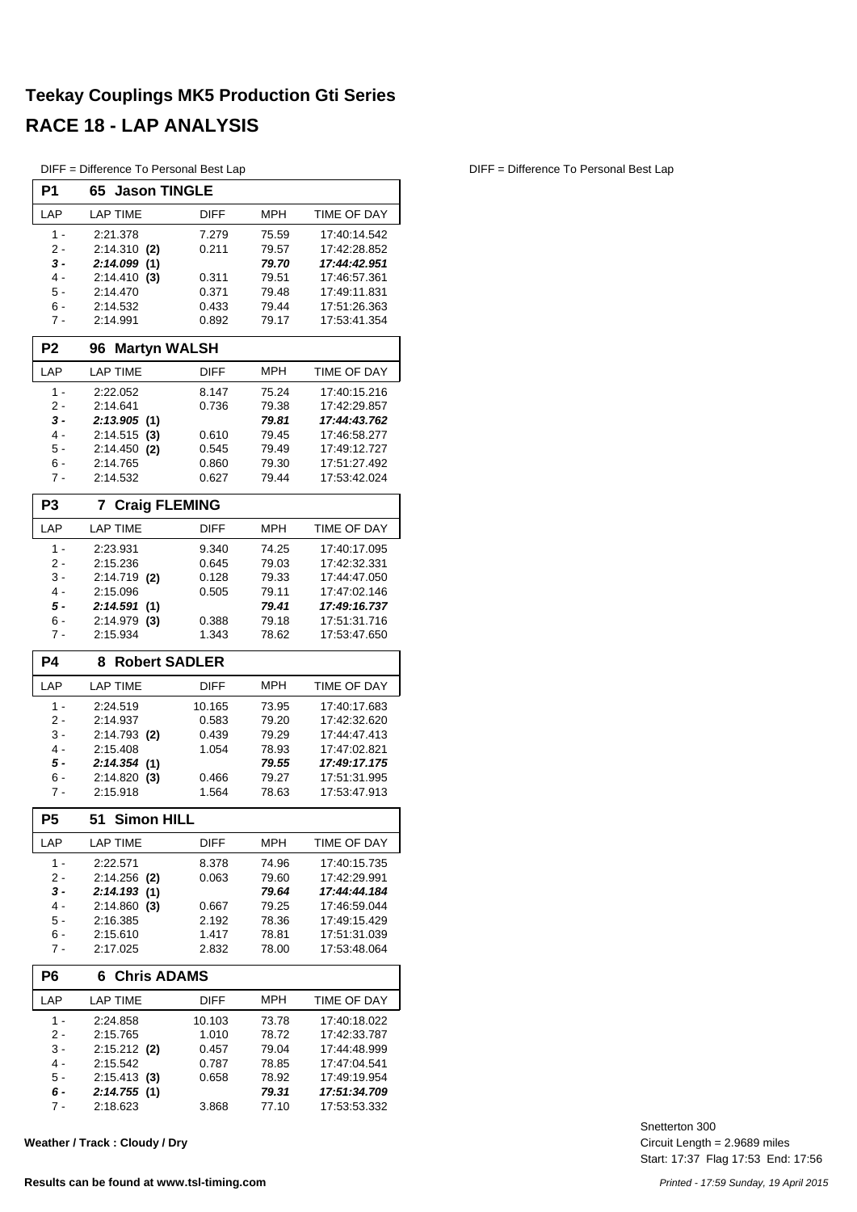# Teekay Couplings MK5 Production Gti Series

## RACE 18 - LAP ANALYSIS

DIFF = Difference To Personal Best Lap

### P1 65 Jason TINGLE

| LAP | LAP TIME | DIFF | MPH | TIME OF DAY |
|---|---|---|---|---|
| 1 - | 2:21.378 | 7.279 | 75.59 | 17:40:14.542 |
| 2 - | 2:14.310 **(2)** | 0.211 | 79.57 | 17:42:28.852 |
| ***3 -*** | ***2:14.099*** **(1)** | | ***79.70*** | ***17:44:42.951*** |
| 4 - | 2:14.410 **(3)** | 0.311 | 79.51 | 17:46:57.361 |
| 5 - | 2:14.470 | 0.371 | 79.48 | 17:49:11.831 |
| 6 - | 2:14.532 | 0.433 | 79.44 | 17:51:26.363 |
| 7 - | 2:14.991 | 0.892 | 79.17 | 17:53:41.354 |

### P2 96 Martyn WALSH

| LAP | LAP TIME | DIFF | MPH | TIME OF DAY |
|---|---|---|---|---|
| 1 - | 2:22.052 | 8.147 | 75.24 | 17:40:15.216 |
| 2 - | 2:14.641 | 0.736 | 79.38 | 17:42:29.857 |
| ***3 -*** | ***2:13.905*** **(1)** | | ***79.81*** | ***17:44:43.762*** |
| 4 - | 2:14.515 **(3)** | 0.610 | 79.45 | 17:46:58.277 |
| 5 - | 2:14.450 **(2)** | 0.545 | 79.49 | 17:49:12.727 |
| 6 - | 2:14.765 | 0.860 | 79.30 | 17:51:27.492 |
| 7 - | 2:14.532 | 0.627 | 79.44 | 17:53:42.024 |

### P3 7 Craig FLEMING

| LAP | LAP TIME | DIFF | MPH | TIME OF DAY |
|---|---|---|---|---|
| 1 - | 2:23.931 | 9.340 | 74.25 | 17:40:17.095 |
| 2 - | 2:15.236 | 0.645 | 79.03 | 17:42:32.331 |
| 3 - | 2:14.719 **(2)** | 0.128 | 79.33 | 17:44:47.050 |
| 4 - | 2:15.096 | 0.505 | 79.11 | 17:47:02.146 |
| ***5 -*** | ***2:14.591*** **(1)** | | ***79.41*** | ***17:49:16.737*** |
| 6 - | 2:14.979 **(3)** | 0.388 | 79.18 | 17:51:31.716 |
| 7 - | 2:15.934 | 1.343 | 78.62 | 17:53:47.650 |

### P4 8 Robert SADLER

| LAP | LAP TIME | DIFF | MPH | TIME OF DAY |
|---|---|---|---|---|
| 1 - | 2:24.519 | 10.165 | 73.95 | 17:40:17.683 |
| 2 - | 2:14.937 | 0.583 | 79.20 | 17:42:32.620 |
| 3 - | 2:14.793 **(2)** | 0.439 | 79.29 | 17:44:47.413 |
| 4 - | 2:15.408 | 1.054 | 78.93 | 17:47:02.821 |
| ***5 -*** | ***2:14.354*** **(1)** | | ***79.55*** | ***17:49:17.175*** |
| 6 - | 2:14.820 **(3)** | 0.466 | 79.27 | 17:51:31.995 |
| 7 - | 2:15.918 | 1.564 | 78.63 | 17:53:47.913 |

### P5 51 Simon HILL

| LAP | LAP TIME | DIFF | MPH | TIME OF DAY |
|---|---|---|---|---|
| 1 - | 2:22.571 | 8.378 | 74.96 | 17:40:15.735 |
| 2 - | 2:14.256 **(2)** | 0.063 | 79.60 | 17:42:29.991 |
| ***3 -*** | ***2:14.193*** **(1)** | | ***79.64*** | ***17:44:44.184*** |
| 4 - | 2:14.860 **(3)** | 0.667 | 79.25 | 17:46:59.044 |
| 5 - | 2:16.385 | 2.192 | 78.36 | 17:49:15.429 |
| 6 - | 2:15.610 | 1.417 | 78.81 | 17:51:31.039 |
| 7 - | 2:17.025 | 2.832 | 78.00 | 17:53:48.064 |

### P6 6 Chris ADAMS

| LAP | LAP TIME | DIFF | MPH | TIME OF DAY |
|---|---|---|---|---|
| 1 - | 2:24.858 | 10.103 | 73.78 | 17:40:18.022 |
| 2 - | 2:15.765 | 1.010 | 78.72 | 17:42:33.787 |
| 3 - | 2:15.212 **(2)** | 0.457 | 79.04 | 17:44:48.999 |
| 4 - | 2:15.542 | 0.787 | 78.85 | 17:47:04.541 |
| 5 - | 2:15.413 **(3)** | 0.658 | 78.92 | 17:49:19.954 |
| ***6 -*** | ***2:14.755*** **(1)** | | ***79.31*** | ***17:51:34.709*** |
| 7 - | 2:18.623 | 3.868 | 77.10 | 17:53:53.332 |

DIFF = Difference To Personal Best Lap

**Weather / Track : Cloudy / Dry**

Snetterton 300
Circuit Length = 2.9689 miles
Start: 17:37 Flag 17:53 End: 17:56

**Results can be found at www.tsl-timing.com**

*Printed - 17:59 Sunday, 19 April 2015*